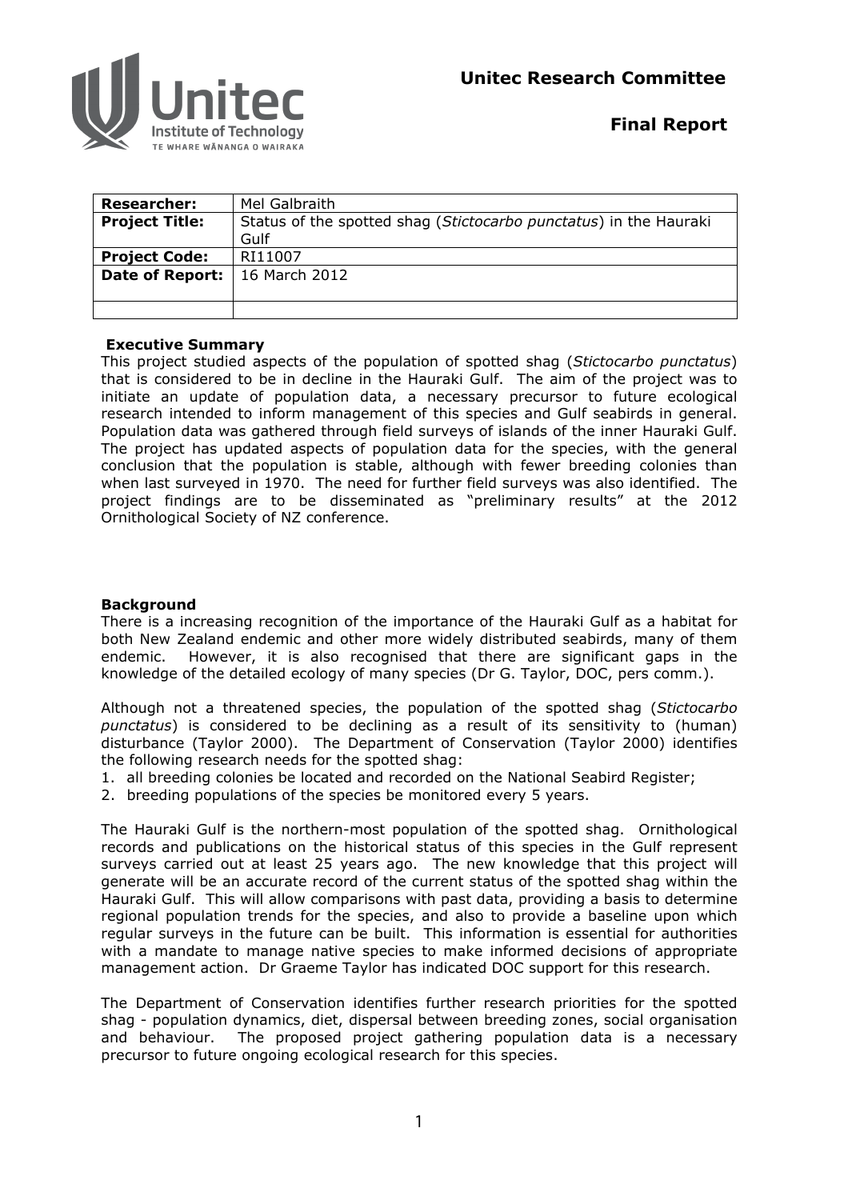**Unitec Research Committee**

**Final Report**

| **Researcher:** | Mel Galbraith |
|---|---|
| **Project Title:** | Status of the spotted shag (*Stictocarbo punctatus*) in the Hauraki Gulf |
| **Project Code:** | RI11007 |
| **Date of Report:** | 16 March 2012 |
| | |

**Executive Summary**

This project studied aspects of the population of spotted shag (*Stictocarbo punctatus*) that is considered to be in decline in the Hauraki Gulf. The aim of the project was to initiate an update of population data, a necessary precursor to future ecological research intended to inform management of this species and Gulf seabirds in general. Population data was gathered through field surveys of islands of the inner Hauraki Gulf. The project has updated aspects of population data for the species, with the general conclusion that the population is stable, although with fewer breeding colonies than when last surveyed in 1970. The need for further field surveys was also identified. The project findings are to be disseminated as "preliminary results" at the 2012 Ornithological Society of NZ conference.

**Background**

There is a increasing recognition of the importance of the Hauraki Gulf as a habitat for both New Zealand endemic and other more widely distributed seabirds, many of them endemic. However, it is also recognised that there are significant gaps in the knowledge of the detailed ecology of many species (Dr G. Taylor, DOC, pers comm.).

Although not a threatened species, the population of the spotted shag (*Stictocarbo punctatus*) is considered to be declining as a result of its sensitivity to (human) disturbance (Taylor 2000). The Department of Conservation (Taylor 2000) identifies the following research needs for the spotted shag:

1. all breeding colonies be located and recorded on the National Seabird Register;
2. breeding populations of the species be monitored every 5 years.

The Hauraki Gulf is the northern-most population of the spotted shag. Ornithological records and publications on the historical status of this species in the Gulf represent surveys carried out at least 25 years ago. The new knowledge that this project will generate will be an accurate record of the current status of the spotted shag within the Hauraki Gulf. This will allow comparisons with past data, providing a basis to determine regional population trends for the species, and also to provide a baseline upon which regular surveys in the future can be built. This information is essential for authorities with a mandate to manage native species to make informed decisions of appropriate management action. Dr Graeme Taylor has indicated DOC support for this research.

The Department of Conservation identifies further research priorities for the spotted shag - population dynamics, diet, dispersal between breeding zones, social organisation and behaviour. The proposed project gathering population data is a necessary precursor to future ongoing ecological research for this species.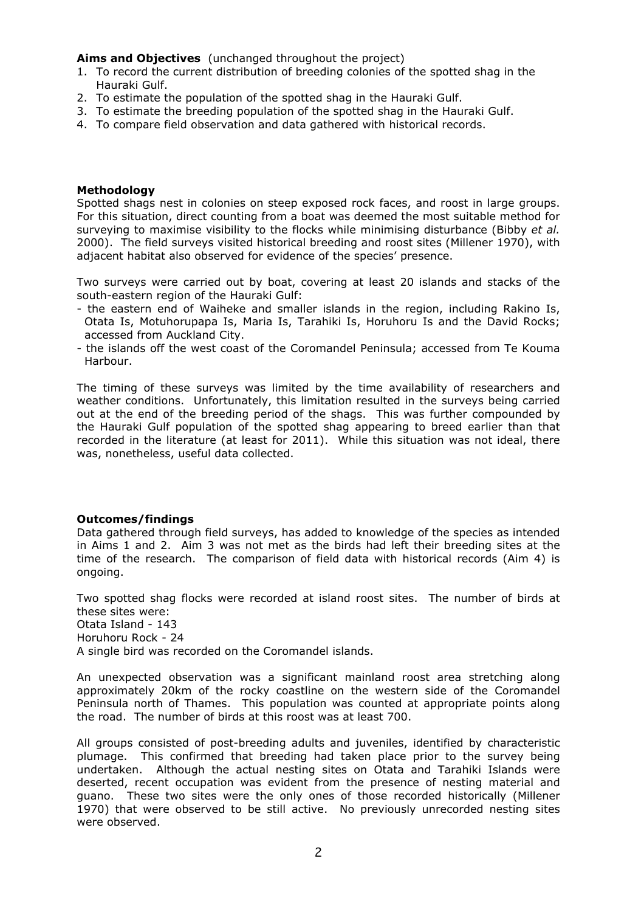**Aims and Objectives** (unchanged throughout the project)

1. To record the current distribution of breeding colonies of the spotted shag in the Hauraki Gulf.
2. To estimate the population of the spotted shag in the Hauraki Gulf.
3. To estimate the breeding population of the spotted shag in the Hauraki Gulf.
4. To compare field observation and data gathered with historical records.

**Methodology**

Spotted shags nest in colonies on steep exposed rock faces, and roost in large groups. For this situation, direct counting from a boat was deemed the most suitable method for surveying to maximise visibility to the flocks while minimising disturbance (Bibby *et al.* 2000). The field surveys visited historical breeding and roost sites (Millener 1970), with adjacent habitat also observed for evidence of the species' presence.

Two surveys were carried out by boat, covering at least 20 islands and stacks of the south-eastern region of the Hauraki Gulf:

- the eastern end of Waiheke and smaller islands in the region, including Rakino Is, Otata Is, Motuhorupapa Is, Maria Is, Tarahiki Is, Horuhoru Is and the David Rocks; accessed from Auckland City.
- the islands off the west coast of the Coromandel Peninsula; accessed from Te Kouma Harbour.

The timing of these surveys was limited by the time availability of researchers and weather conditions. Unfortunately, this limitation resulted in the surveys being carried out at the end of the breeding period of the shags. This was further compounded by the Hauraki Gulf population of the spotted shag appearing to breed earlier than that recorded in the literature (at least for 2011). While this situation was not ideal, there was, nonetheless, useful data collected.

**Outcomes/findings**

Data gathered through field surveys, has added to knowledge of the species as intended in Aims 1 and 2. Aim 3 was not met as the birds had left their breeding sites at the time of the research. The comparison of field data with historical records (Aim 4) is ongoing.

Two spotted shag flocks were recorded at island roost sites. The number of birds at these sites were:
Otata Island - 143
Horuhoru Rock - 24
A single bird was recorded on the Coromandel islands.

An unexpected observation was a significant mainland roost area stretching along approximately 20km of the rocky coastline on the western side of the Coromandel Peninsula north of Thames. This population was counted at appropriate points along the road. The number of birds at this roost was at least 700.

All groups consisted of post-breeding adults and juveniles, identified by characteristic plumage. This confirmed that breeding had taken place prior to the survey being undertaken. Although the actual nesting sites on Otata and Tarahiki Islands were deserted, recent occupation was evident from the presence of nesting material and guano. These two sites were the only ones of those recorded historically (Millener 1970) that were observed to be still active. No previously unrecorded nesting sites were observed.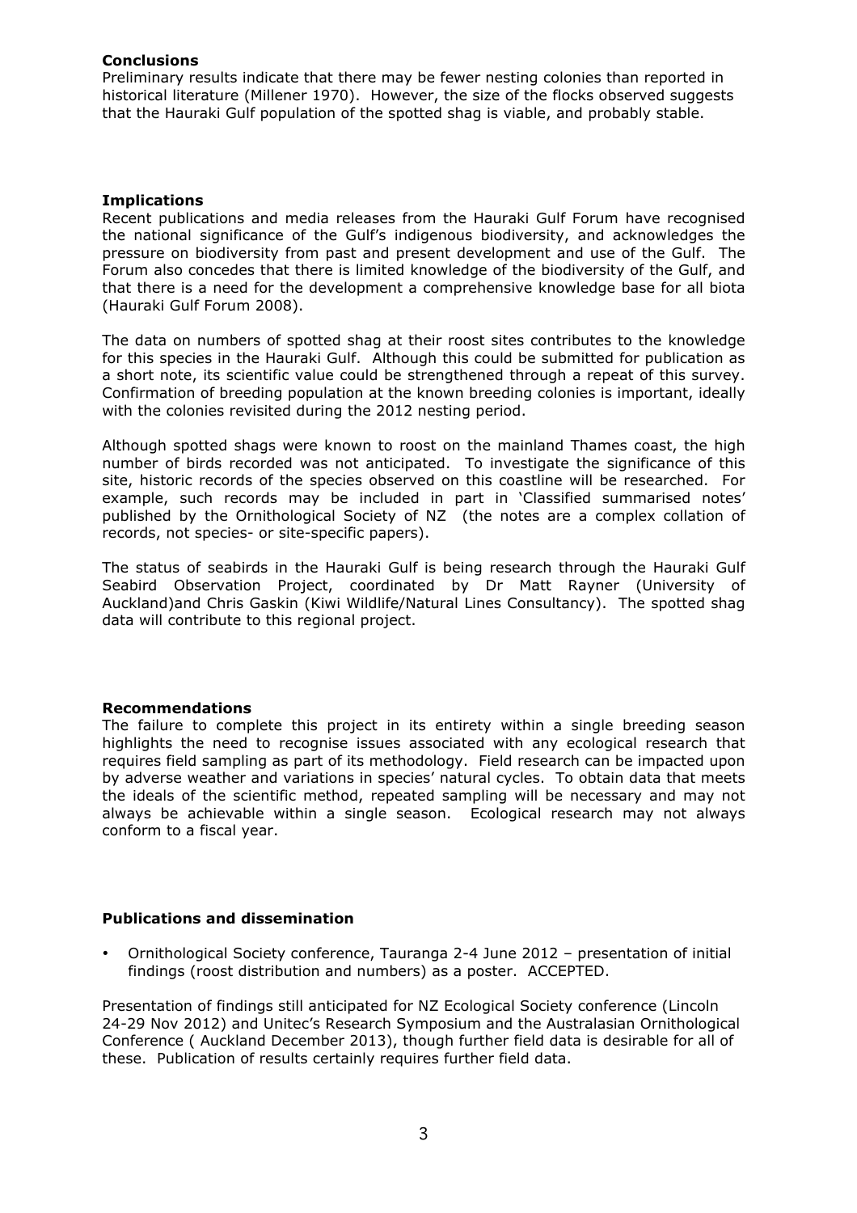**Conclusions**

Preliminary results indicate that there may be fewer nesting colonies than reported in historical literature (Millener 1970). However, the size of the flocks observed suggests that the Hauraki Gulf population of the spotted shag is viable, and probably stable.

**Implications**

Recent publications and media releases from the Hauraki Gulf Forum have recognised the national significance of the Gulf's indigenous biodiversity, and acknowledges the pressure on biodiversity from past and present development and use of the Gulf. The Forum also concedes that there is limited knowledge of the biodiversity of the Gulf, and that there is a need for the development a comprehensive knowledge base for all biota (Hauraki Gulf Forum 2008).

The data on numbers of spotted shag at their roost sites contributes to the knowledge for this species in the Hauraki Gulf. Although this could be submitted for publication as a short note, its scientific value could be strengthened through a repeat of this survey. Confirmation of breeding population at the known breeding colonies is important, ideally with the colonies revisited during the 2012 nesting period.

Although spotted shags were known to roost on the mainland Thames coast, the high number of birds recorded was not anticipated. To investigate the significance of this site, historic records of the species observed on this coastline will be researched. For example, such records may be included in part in 'Classified summarised notes' published by the Ornithological Society of NZ (the notes are a complex collation of records, not species- or site-specific papers).

The status of seabirds in the Hauraki Gulf is being research through the Hauraki Gulf Seabird Observation Project, coordinated by Dr Matt Rayner (University of Auckland)and Chris Gaskin (Kiwi Wildlife/Natural Lines Consultancy). The spotted shag data will contribute to this regional project.

**Recommendations**

The failure to complete this project in its entirety within a single breeding season highlights the need to recognise issues associated with any ecological research that requires field sampling as part of its methodology. Field research can be impacted upon by adverse weather and variations in species' natural cycles. To obtain data that meets the ideals of the scientific method, repeated sampling will be necessary and may not always be achievable within a single season. Ecological research may not always conform to a fiscal year.

**Publications and dissemination**

- Ornithological Society conference, Tauranga 2-4 June 2012 – presentation of initial findings (roost distribution and numbers) as a poster. ACCEPTED.

Presentation of findings still anticipated for NZ Ecological Society conference (Lincoln 24-29 Nov 2012) and Unitec's Research Symposium and the Australasian Ornithological Conference ( Auckland December 2013), though further field data is desirable for all of these. Publication of results certainly requires further field data.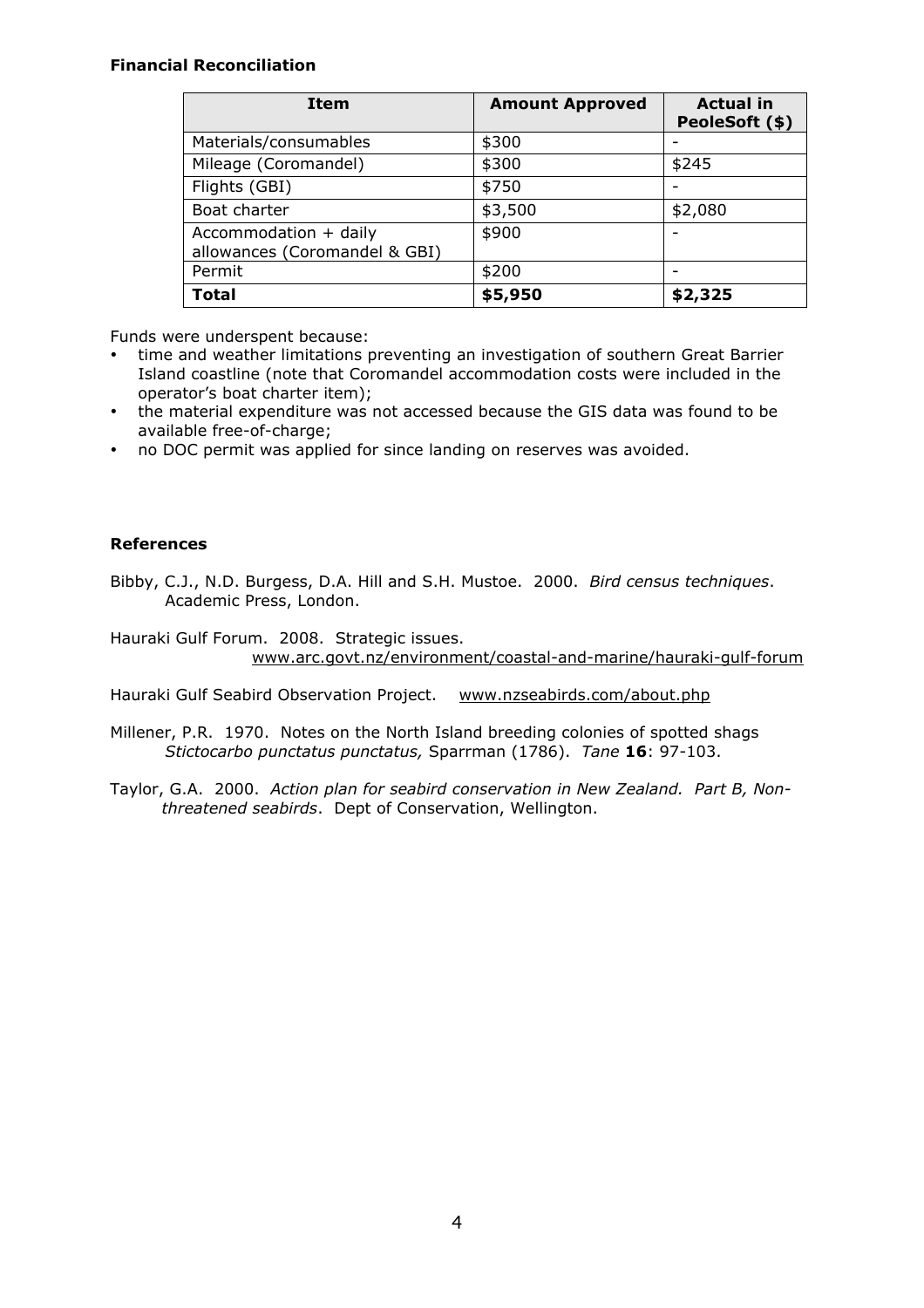**Financial Reconciliation**

| Item | Amount Approved | Actual in PeoleSoft ($) |
|---|---|---|
| Materials/consumables | $300 | - |
| Mileage (Coromandel) | $300 | $245 |
| Flights (GBI) | $750 | - |
| Boat charter | $3,500 | $2,080 |
| Accommodation + daily allowances (Coromandel & GBI) | $900 | - |
| Permit | $200 | - |
| **Total** | **$5,950** | **$2,325** |

Funds were underspent because:

- time and weather limitations preventing an investigation of southern Great Barrier Island coastline (note that Coromandel accommodation costs were included in the operator's boat charter item);
- the material expenditure was not accessed because the GIS data was found to be available free-of-charge;
- no DOC permit was applied for since landing on reserves was avoided.

**References**

Bibby, C.J., N.D. Burgess, D.A. Hill and S.H. Mustoe. 2000. *Bird census techniques*. Academic Press, London.

Hauraki Gulf Forum. 2008. Strategic issues. www.arc.govt.nz/environment/coastal-and-marine/hauraki-gulf-forum

Hauraki Gulf Seabird Observation Project. www.nzseabirds.com/about.php

Millener, P.R. 1970. Notes on the North Island breeding colonies of spotted shags *Stictocarbo punctatus punctatus,* Sparrman (1786). *Tane* **16**: 97-103.

Taylor, G.A. 2000. *Action plan for seabird conservation in New Zealand. Part B, Non-threatened seabirds*. Dept of Conservation, Wellington.